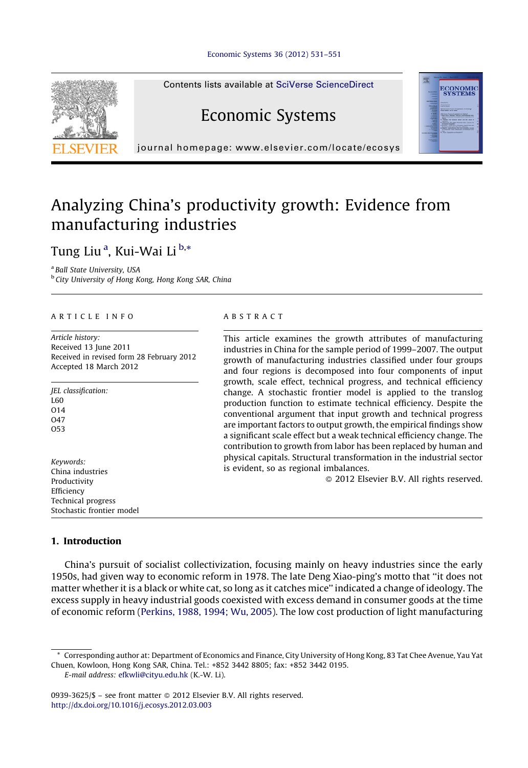# Analyzing China's productivity growth: Evidence from manufacturing industries

Tung Liu [a], Kui-Wai Li [b,*]

[a] Ball State University, USA
[b] City University of Hong Kong, Hong Kong SAR, China

ARTICLE INFO

*Article history:*
Received 13 June 2011
Received in revised form 28 February 2012
Accepted 18 March 2012

*JEL classification:*
L60
O14
O47
O53

*Keywords:*
China industries
Productivity
Efficiency
Technical progress
Stochastic frontier model

ABSTRACT

This article examines the growth attributes of manufacturing industries in China for the sample period of 1999–2007. The output growth of manufacturing industries classified under four groups and four regions is decomposed into four components of input growth, scale effect, technical progress, and technical efficiency change. A stochastic frontier model is applied to the translog production function to estimate technical efficiency. Despite the conventional argument that input growth and technical progress are important factors to output growth, the empirical findings show a significant scale effect but a weak technical efficiency change. The contribution to growth from labor has been replaced by human and physical capitals. Structural transformation in the industrial sector is evident, so as regional imbalances.

© 2012 Elsevier B.V. All rights reserved.

## 1. Introduction

China's pursuit of socialist collectivization, focusing mainly on heavy industries since the early 1950s, had given way to economic reform in 1978. The late Deng Xiao-ping's motto that "it does not matter whether it is a black or white cat, so long as it catches mice" indicated a change of ideology. The excess supply in heavy industrial goods coexisted with excess demand in consumer goods at the time of economic reform (Perkins, 1988, 1994; Wu, 2005). The low cost production of light manufacturing

---

* Corresponding author at: Department of Economics and Finance, City University of Hong Kong, 83 Tat Chee Avenue, Yau Yat Chuen, Kowloon, Hong Kong SAR, China. Tel.: +852 3442 8805; fax: +852 3442 0195.
*E-mail address:* efkwli@cityu.edu.hk (K.-W. Li).

0939-3625/$ – see front matter © 2012 Elsevier B.V. All rights reserved.
http://dx.doi.org/10.1016/j.ecosys.2012.03.003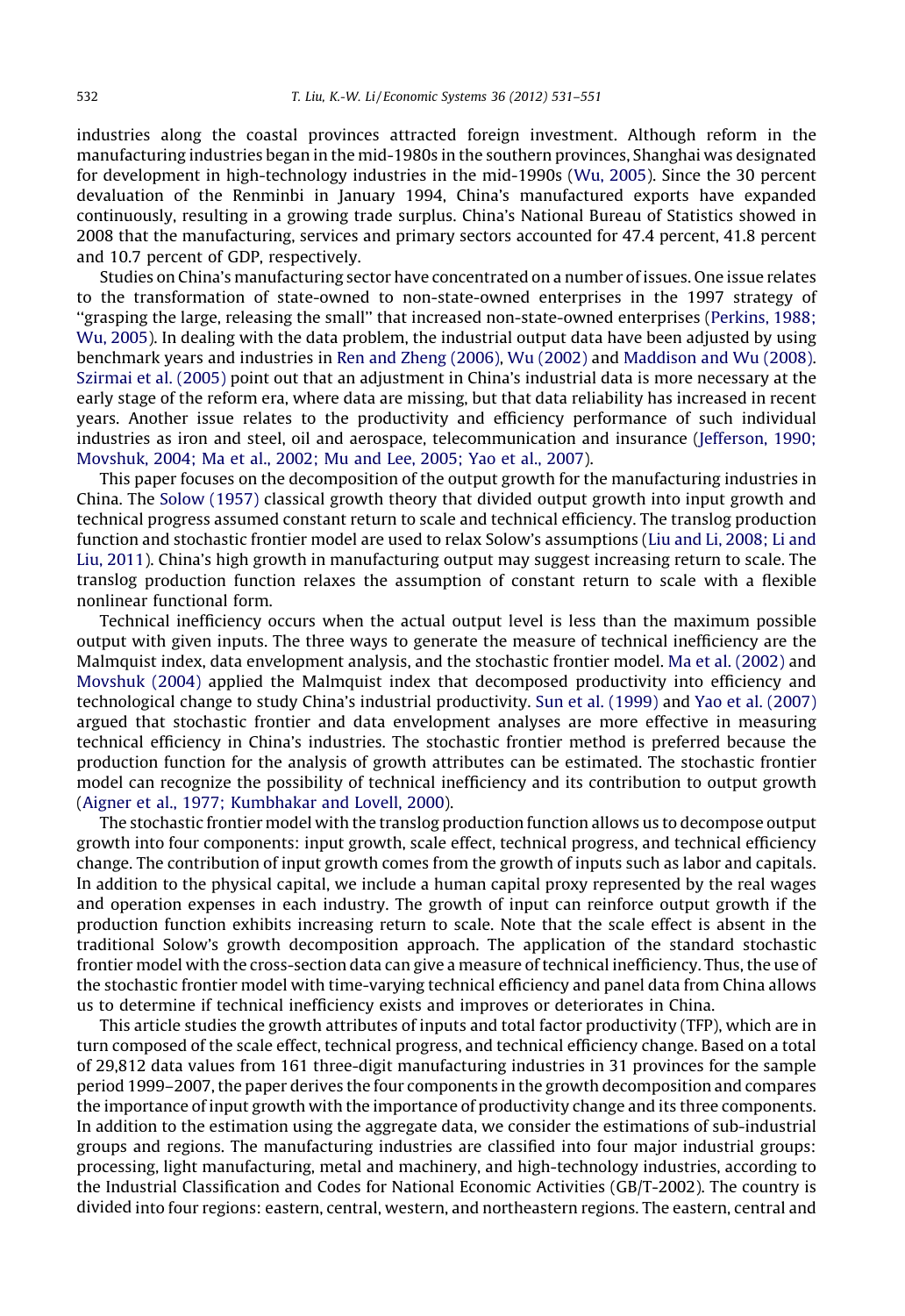industries along the coastal provinces attracted foreign investment. Although reform in the manufacturing industries began in the mid-1980s in the southern provinces, Shanghai was designated for development in high-technology industries in the mid-1990s (Wu, 2005). Since the 30 percent devaluation of the Renminbi in January 1994, China's manufactured exports have expanded continuously, resulting in a growing trade surplus. China's National Bureau of Statistics showed in 2008 that the manufacturing, services and primary sectors accounted for 47.4 percent, 41.8 percent and 10.7 percent of GDP, respectively.

Studies on China's manufacturing sector have concentrated on a number of issues. One issue relates to the transformation of state-owned to non-state-owned enterprises in the 1997 strategy of "grasping the large, releasing the small" that increased non-state-owned enterprises (Perkins, 1988; Wu, 2005). In dealing with the data problem, the industrial output data have been adjusted by using benchmark years and industries in Ren and Zheng (2006), Wu (2002) and Maddison and Wu (2008). Szirmai et al. (2005) point out that an adjustment in China's industrial data is more necessary at the early stage of the reform era, where data are missing, but that data reliability has increased in recent years. Another issue relates to the productivity and efficiency performance of such individual industries as iron and steel, oil and aerospace, telecommunication and insurance (Jefferson, 1990; Movshuk, 2004; Ma et al., 2002; Mu and Lee, 2005; Yao et al., 2007).

This paper focuses on the decomposition of the output growth for the manufacturing industries in China. The Solow (1957) classical growth theory that divided output growth into input growth and technical progress assumed constant return to scale and technical efficiency. The translog production function and stochastic frontier model are used to relax Solow's assumptions (Liu and Li, 2008; Li and Liu, 2011). China's high growth in manufacturing output may suggest increasing return to scale. The translog production function relaxes the assumption of constant return to scale with a flexible nonlinear functional form.

Technical inefficiency occurs when the actual output level is less than the maximum possible output with given inputs. The three ways to generate the measure of technical inefficiency are the Malmquist index, data envelopment analysis, and the stochastic frontier model. Ma et al. (2002) and Movshuk (2004) applied the Malmquist index that decomposed productivity into efficiency and technological change to study China's industrial productivity. Sun et al. (1999) and Yao et al. (2007) argued that stochastic frontier and data envelopment analyses are more effective in measuring technical efficiency in China's industries. The stochastic frontier method is preferred because the production function for the analysis of growth attributes can be estimated. The stochastic frontier model can recognize the possibility of technical inefficiency and its contribution to output growth (Aigner et al., 1977; Kumbhakar and Lovell, 2000).

The stochastic frontier model with the translog production function allows us to decompose output growth into four components: input growth, scale effect, technical progress, and technical efficiency change. The contribution of input growth comes from the growth of inputs such as labor and capitals. In addition to the physical capital, we include a human capital proxy represented by the real wages and operation expenses in each industry. The growth of input can reinforce output growth if the production function exhibits increasing return to scale. Note that the scale effect is absent in the traditional Solow's growth decomposition approach. The application of the standard stochastic frontier model with the cross-section data can give a measure of technical inefficiency. Thus, the use of the stochastic frontier model with time-varying technical efficiency and panel data from China allows us to determine if technical inefficiency exists and improves or deteriorates in China.

This article studies the growth attributes of inputs and total factor productivity (TFP), which are in turn composed of the scale effect, technical progress, and technical efficiency change. Based on a total of 29,812 data values from 161 three-digit manufacturing industries in 31 provinces for the sample period 1999–2007, the paper derives the four components in the growth decomposition and compares the importance of input growth with the importance of productivity change and its three components. In addition to the estimation using the aggregate data, we consider the estimations of sub-industrial groups and regions. The manufacturing industries are classified into four major industrial groups: processing, light manufacturing, metal and machinery, and high-technology industries, according to the Industrial Classification and Codes for National Economic Activities (GB/T-2002). The country is divided into four regions: eastern, central, western, and northeastern regions. The eastern, central and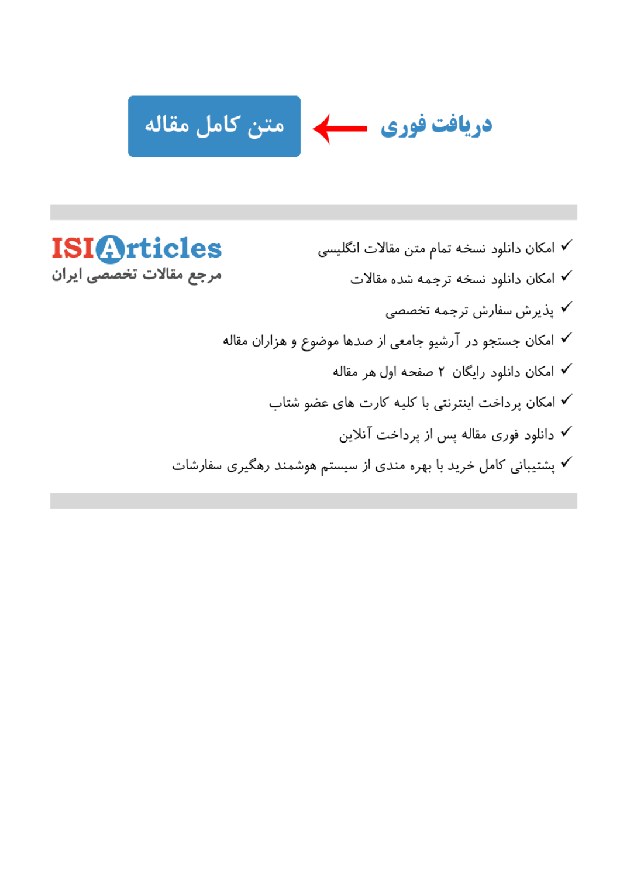دریافت فوری ← متن کامل مقاله

**ISIArticles**
مرجع مقالات تخصصی ایران

- ✓ امکان دانلود نسخه تمام متن مقالات انگلیسی
- ✓ امکان دانلود نسخه ترجمه شده مقالات
- ✓ پذیرش سفارش ترجمه تخصصی
- ✓ امکان جستجو در آرشیو جامعی از صدها موضوع و هزاران مقاله
- ✓ امکان دانلود رایگان ۲ صفحه اول هر مقاله
- ✓ امکان پرداخت اینترنتی با کلیه کارت های عضو شتاب
- ✓ دانلود فوری مقاله پس از پرداخت آنلاین
- ✓ پشتیبانی کامل خرید با بهره مندی از سیستم هوشمند رهگیری سفارشات